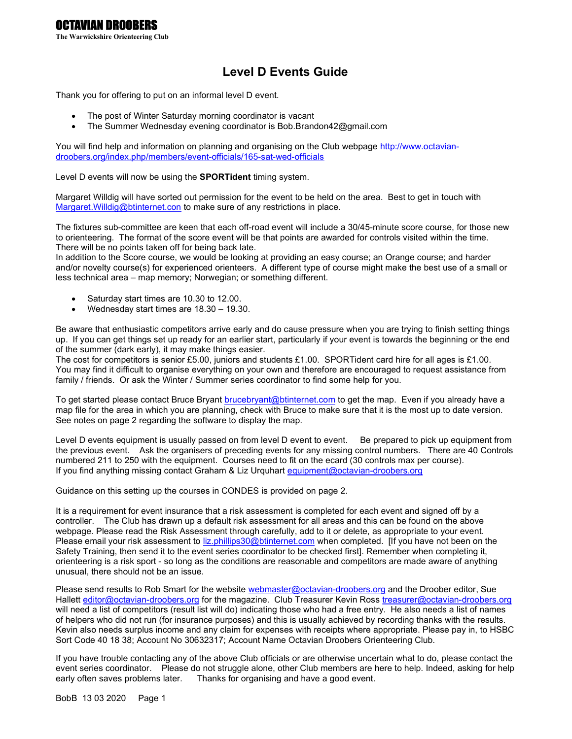**OCTAVIAN DROOBERS**

**The Warwickshire Orienteering Club**

# Level D Events Guide

Thank you for offering to put on an informal level D event.

- The post of Winter Saturday morning coordinator is vacant
- The Summer Wednesday evening coordinator is Bob.Brandon42@gmail.com

You will find help and information on planning and organising on the Club webpage http://www.octavian-droobers.org/index.php/members/event-officials/165-sat-wed-officials

Level D events will now be using the **SPORTident** timing system.

Margaret Willdig will have sorted out permission for the event to be held on the area. Best to get in touch with Margaret.Willdig@btinternet.con to make sure of any restrictions in place.

The fixtures sub-committee are keen that each off-road event will include a 30/45-minute score course, for those new to orienteering. The format of the score event will be that points are awarded for controls visited within the time. There will be no points taken off for being back late.
In addition to the Score course, we would be looking at providing an easy course; an Orange course; and harder and/or novelty course(s) for experienced orienteers. A different type of course might make the best use of a small or less technical area – map memory; Norwegian; or something different.

- Saturday start times are 10.30 to 12.00.
- Wednesday start times are 18.30 – 19.30.

Be aware that enthusiastic competitors arrive early and do cause pressure when you are trying to finish setting things up. If you can get things set up ready for an earlier start, particularly if your event is towards the beginning or the end of the summer (dark early), it may make things easier.
The cost for competitors is senior £5.00, juniors and students £1.00. SPORTident card hire for all ages is £1.00.
You may find it difficult to organise everything on your own and therefore are encouraged to request assistance from family / friends. Or ask the Winter / Summer series coordinator to find some help for you.

To get started please contact Bruce Bryant brucebryant@btinternet.com to get the map. Even if you already have a map file for the area in which you are planning, check with Bruce to make sure that it is the most up to date version. See notes on page 2 regarding the software to display the map.

Level D events equipment is usually passed on from level D event to event. Be prepared to pick up equipment from the previous event. Ask the organisers of preceding events for any missing control numbers. There are 40 Controls numbered 211 to 250 with the equipment. Courses need to fit on the ecard (30 controls max per course).
If you find anything missing contact Graham & Liz Urquhart equipment@octavian-droobers.org

Guidance on this setting up the courses in CONDES is provided on page 2.

It is a requirement for event insurance that a risk assessment is completed for each event and signed off by a controller. The Club has drawn up a default risk assessment for all areas and this can be found on the above webpage. Please read the Risk Assessment through carefully, add to it or delete, as appropriate to your event. Please email your risk assessment to liz.phillips30@btinternet.com when completed. [If you have not been on the Safety Training, then send it to the event series controller to be checked first]. Remember when completing it, orienteering is a risk sport - so long as the conditions are reasonable and competitors are made aware of anything unusual, there should not be an issue.

Please send results to Rob Smart for the website webmaster@octavian-droobers.org and the Droober editor, Sue Hallett editor@octavian-droobers.org for the magazine. Club Treasurer Kevin Ross treasurer@octavian-droobers.org will need a list of competitors (result list will do) indicating those who had a free entry. He also needs a list of names of helpers who did not run (for insurance purposes) and this is usually achieved by recording thanks with the results. Kevin also needs surplus income and any claim for expenses with receipts where appropriate. Please pay in, to HSBC Sort Code 40 18 38; Account No 30632317; Account Name Octavian Droobers Orienteering Club.

If you have trouble contacting any of the above Club officials or are otherwise uncertain what to do, please contact the event series coordinator. Please do not struggle alone, other Club members are here to help. Indeed, asking for help early often saves problems later. Thanks for organising and have a good event.

BobB 13 03 2020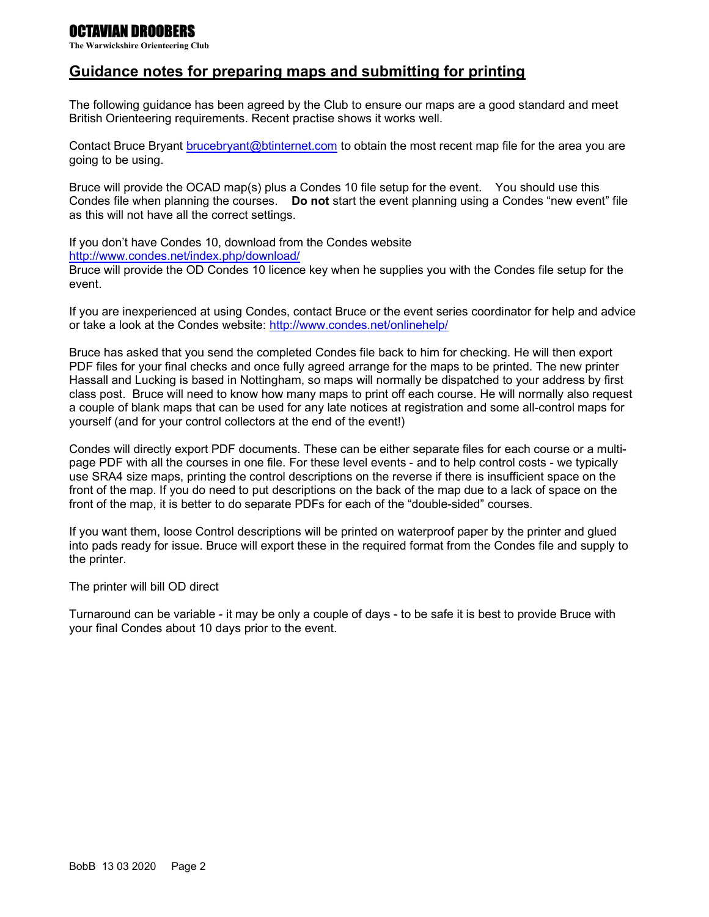**OCTAVIAN DROOBERS**

**The Warwickshire Orienteering Club**

## Guidance notes for preparing maps and submitting for printing

The following guidance has been agreed by the Club to ensure our maps are a good standard and meet British Orienteering requirements. Recent practise shows it works well.

Contact Bruce Bryant brucebryant@btinternet.com to obtain the most recent map file for the area you are going to be using.

Bruce will provide the OCAD map(s) plus a Condes 10 file setup for the event. You should use this Condes file when planning the courses. **Do not** start the event planning using a Condes "new event" file as this will not have all the correct settings.

If you don't have Condes 10, download from the Condes website
http://www.condes.net/index.php/download/
Bruce will provide the OD Condes 10 licence key when he supplies you with the Condes file setup for the event.

If you are inexperienced at using Condes, contact Bruce or the event series coordinator for help and advice or take a look at the Condes website: http://www.condes.net/onlinehelp/

Bruce has asked that you send the completed Condes file back to him for checking. He will then export PDF files for your final checks and once fully agreed arrange for the maps to be printed. The new printer Hassall and Lucking is based in Nottingham, so maps will normally be dispatched to your address by first class post. Bruce will need to know how many maps to print off each course. He will normally also request a couple of blank maps that can be used for any late notices at registration and some all-control maps for yourself (and for your control collectors at the end of the event!)

Condes will directly export PDF documents. These can be either separate files for each course or a multi-page PDF with all the courses in one file. For these level events - and to help control costs - we typically use SRA4 size maps, printing the control descriptions on the reverse if there is insufficient space on the front of the map. If you do need to put descriptions on the back of the map due to a lack of space on the front of the map, it is better to do separate PDFs for each of the "double-sided" courses.

If you want them, loose Control descriptions will be printed on waterproof paper by the printer and glued into pads ready for issue. Bruce will export these in the required format from the Condes file and supply to the printer.

The printer will bill OD direct

Turnaround can be variable - it may be only a couple of days - to be safe it is best to provide Bruce with your final Condes about 10 days prior to the event.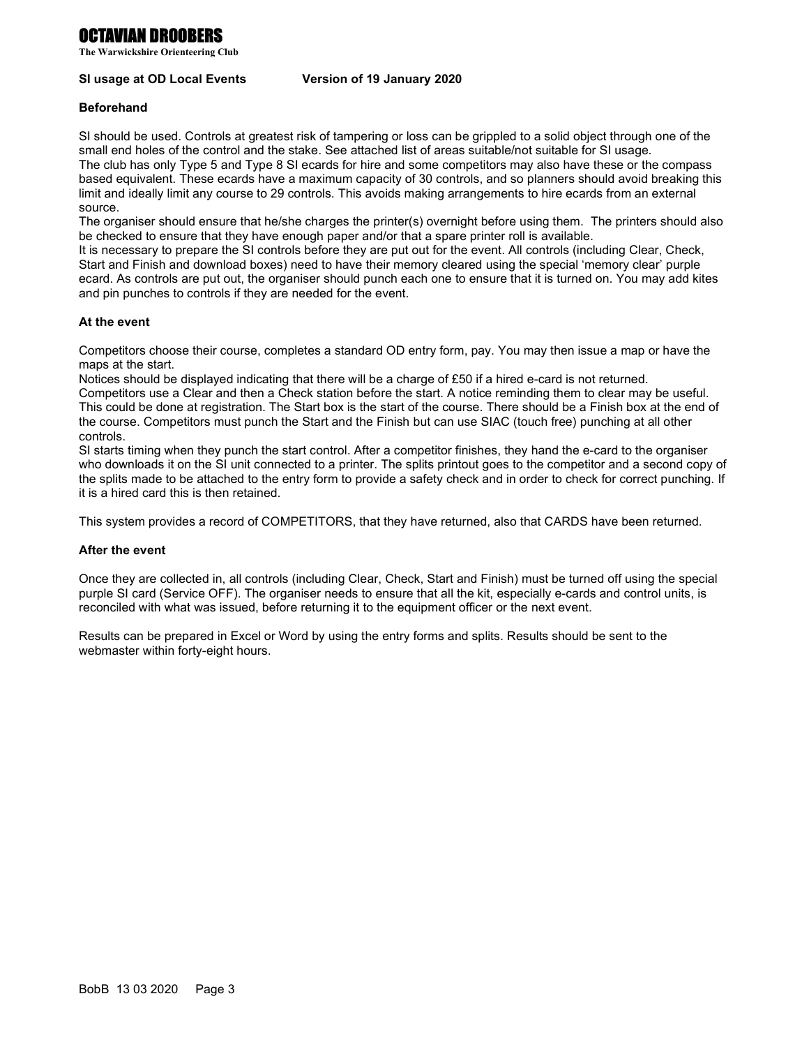# OCTAVIAN DROOBERS

**The Warwickshire Orienteering Club**

**SI usage at OD Local Events Version of 19 January 2020**

### Beforehand

SI should be used. Controls at greatest risk of tampering or loss can be grippled to a solid object through one of the small end holes of the control and the stake. See attached list of areas suitable/not suitable for SI usage.
The club has only Type 5 and Type 8 SI ecards for hire and some competitors may also have these or the compass based equivalent. These ecards have a maximum capacity of 30 controls, and so planners should avoid breaking this limit and ideally limit any course to 29 controls. This avoids making arrangements to hire ecards from an external source.
The organiser should ensure that he/she charges the printer(s) overnight before using them. The printers should also be checked to ensure that they have enough paper and/or that a spare printer roll is available.
It is necessary to prepare the SI controls before they are put out for the event. All controls (including Clear, Check, Start and Finish and download boxes) need to have their memory cleared using the special 'memory clear' purple ecard. As controls are put out, the organiser should punch each one to ensure that it is turned on. You may add kites and pin punches to controls if they are needed for the event.

### At the event

Competitors choose their course, completes a standard OD entry form, pay. You may then issue a map or have the maps at the start.
Notices should be displayed indicating that there will be a charge of £50 if a hired e-card is not returned.
Competitors use a Clear and then a Check station before the start. A notice reminding them to clear may be useful. This could be done at registration. The Start box is the start of the course. There should be a Finish box at the end of the course. Competitors must punch the Start and the Finish but can use SIAC (touch free) punching at all other controls.
SI starts timing when they punch the start control. After a competitor finishes, they hand the e-card to the organiser who downloads it on the SI unit connected to a printer. The splits printout goes to the competitor and a second copy of the splits made to be attached to the entry form to provide a safety check and in order to check for correct punching. If it is a hired card this is then retained.

This system provides a record of COMPETITORS, that they have returned, also that CARDS have been returned.

### After the event

Once they are collected in, all controls (including Clear, Check, Start and Finish) must be turned off using the special purple SI card (Service OFF). The organiser needs to ensure that all the kit, especially e-cards and control units, is reconciled with what was issued, before returning it to the equipment officer or the next event.

Results can be prepared in Excel or Word by using the entry forms and splits. Results should be sent to the webmaster within forty-eight hours.